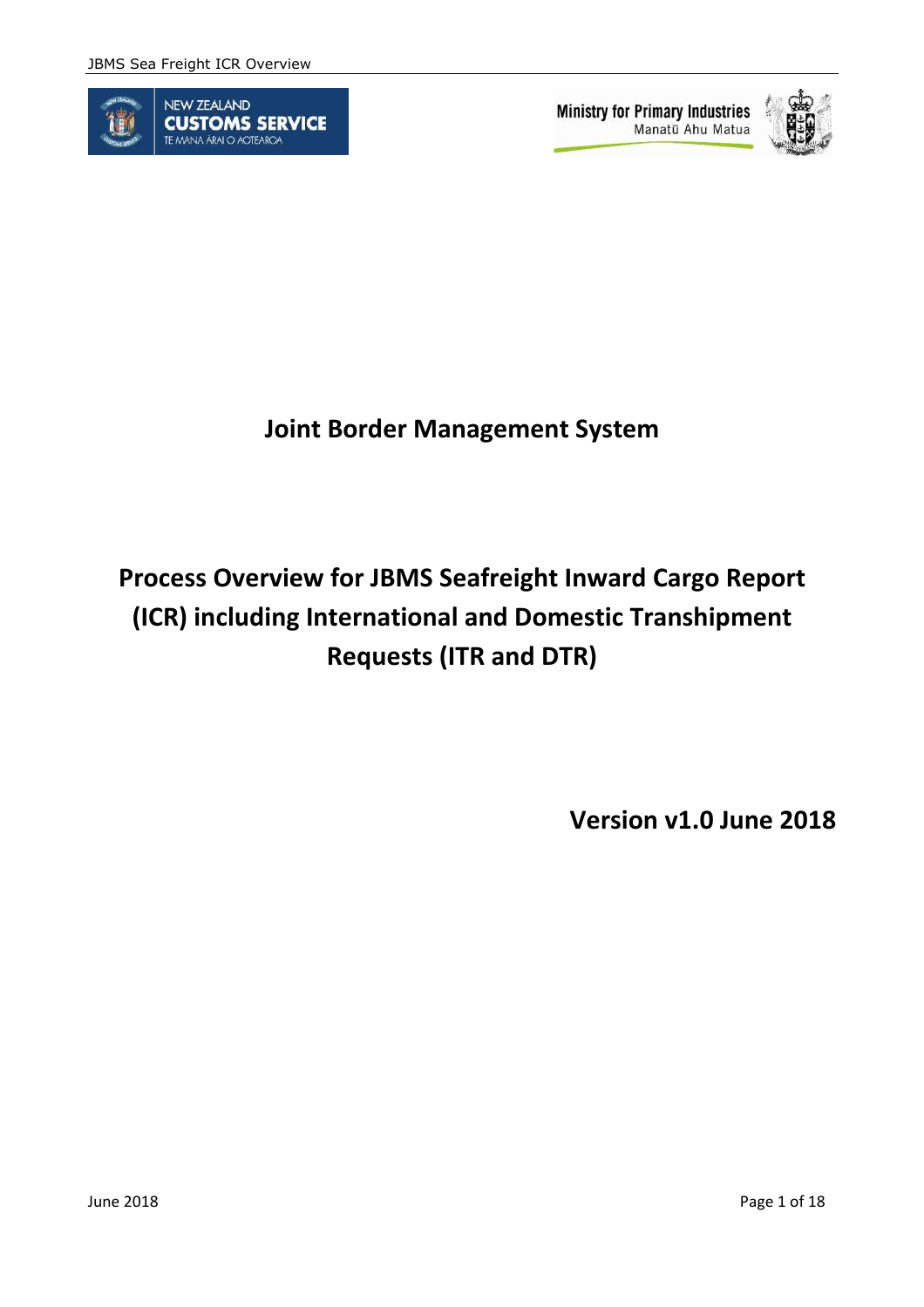NEW ZEALAND CUSTOMS SERVICE
TE MANA ĀRAI O AOTEAROA

Ministry for Primary Industries
Manatū Ahu Matua

# Joint Border Management System

# Process Overview for JBMS Seafreight Inward Cargo Report (ICR) including International and Domestic Transhipment Requests (ITR and DTR)

**Version v1.0 June 2018**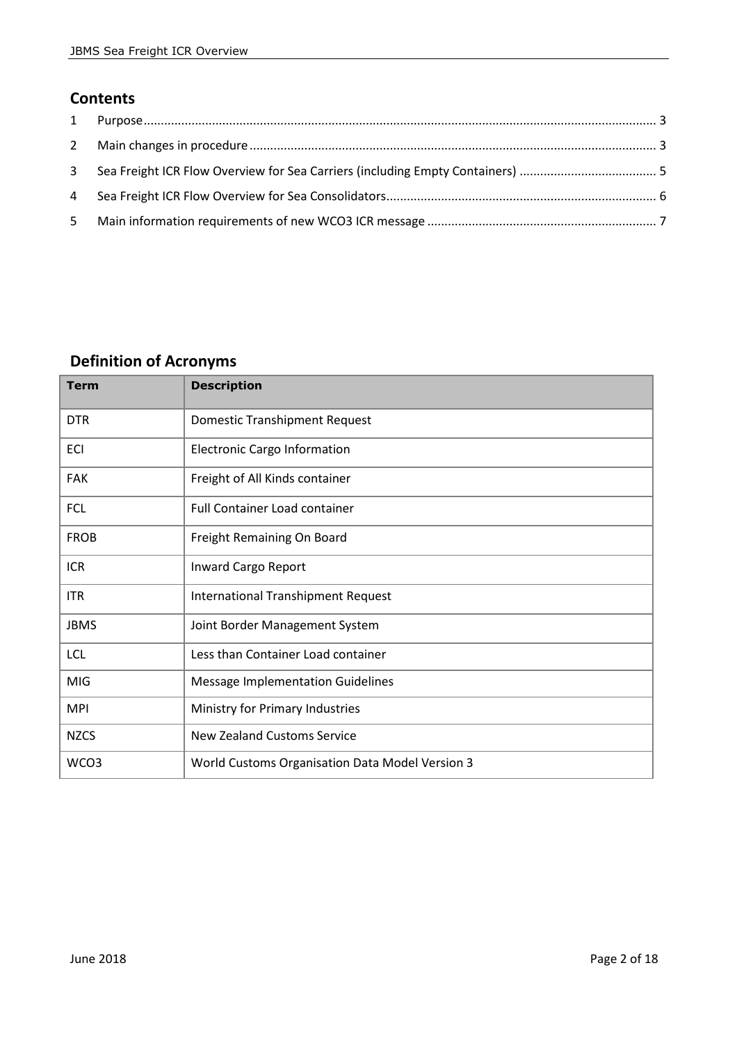## Contents

1 Purpose ........................................................................................................................................... 3

2 Main changes in procedure ............................................................................................................. 3

3 Sea Freight ICR Flow Overview for Sea Carriers (including Empty Containers) ............................... 5

4 Sea Freight ICR Flow Overview for Sea Consolidators .................................................................... 6

5 Main information requirements of new WCO3 ICR message ......................................................... 7

## Definition of Acronyms

| Term | Description |
|---|---|
| DTR | Domestic Transhipment Request |
| ECI | Electronic Cargo Information |
| FAK | Freight of All Kinds container |
| FCL | Full Container Load container |
| FROB | Freight Remaining On Board |
| ICR | Inward Cargo Report |
| ITR | International Transhipment Request |
| JBMS | Joint Border Management System |
| LCL | Less than Container Load container |
| MIG | Message Implementation Guidelines |
| MPI | Ministry for Primary Industries |
| NZCS | New Zealand Customs Service |
| WCO3 | World Customs Organisation Data Model Version 3 |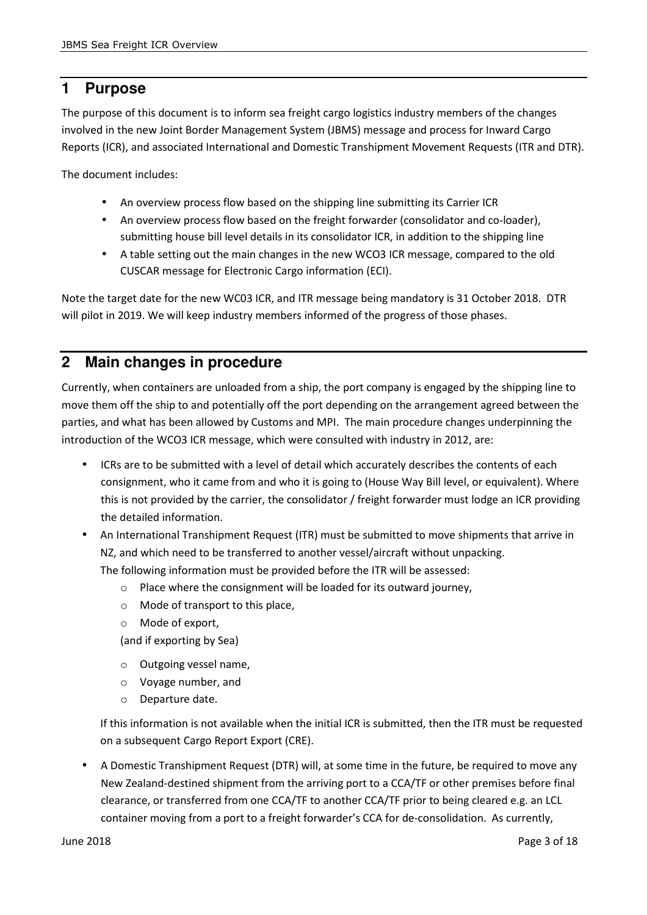## 1 Purpose

The purpose of this document is to inform sea freight cargo logistics industry members of the changes involved in the new Joint Border Management System (JBMS) message and process for Inward Cargo Reports (ICR), and associated International and Domestic Transhipment Movement Requests (ITR and DTR).

The document includes:

- An overview process flow based on the shipping line submitting its Carrier ICR
- An overview process flow based on the freight forwarder (consolidator and co-loader), submitting house bill level details in its consolidator ICR, in addition to the shipping line
- A table setting out the main changes in the new WCO3 ICR message, compared to the old CUSCAR message for Electronic Cargo information (ECI).

Note the target date for the new WC03 ICR, and ITR message being mandatory is 31 October 2018. DTR will pilot in 2019. We will keep industry members informed of the progress of those phases.

## 2 Main changes in procedure

Currently, when containers are unloaded from a ship, the port company is engaged by the shipping line to move them off the ship to and potentially off the port depending on the arrangement agreed between the parties, and what has been allowed by Customs and MPI. The main procedure changes underpinning the introduction of the WCO3 ICR message, which were consulted with industry in 2012, are:

- ICRs are to be submitted with a level of detail which accurately describes the contents of each consignment, who it came from and who it is going to (House Way Bill level, or equivalent). Where this is not provided by the carrier, the consolidator / freight forwarder must lodge an ICR providing the detailed information.
- An International Transhipment Request (ITR) must be submitted to move shipments that arrive in NZ, and which need to be transferred to another vessel/aircraft without unpacking.
  The following information must be provided before the ITR will be assessed:
    - Place where the consignment will be loaded for its outward journey,
    - Mode of transport to this place,
    - Mode of export,

  (and if exporting by Sea)

    - Outgoing vessel name,
    - Voyage number, and
    - Departure date.

  If this information is not available when the initial ICR is submitted, then the ITR must be requested on a subsequent Cargo Report Export (CRE).
- A Domestic Transhipment Request (DTR) will, at some time in the future, be required to move any New Zealand-destined shipment from the arriving port to a CCA/TF or other premises before final clearance, or transferred from one CCA/TF to another CCA/TF prior to being cleared e.g. an LCL container moving from a port to a freight forwarder's CCA for de-consolidation. As currently,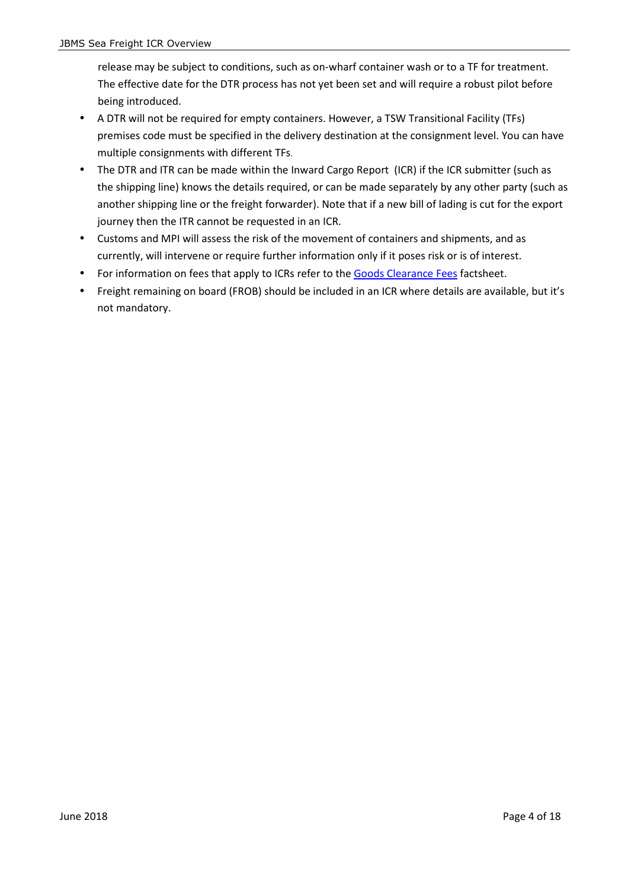release may be subject to conditions, such as on-wharf container wash or to a TF for treatment. The effective date for the DTR process has not yet been set and will require a robust pilot before being introduced.

- A DTR will not be required for empty containers. However, a TSW Transitional Facility (TFs) premises code must be specified in the delivery destination at the consignment level. You can have multiple consignments with different TFs.
- The DTR and ITR can be made within the Inward Cargo Report (ICR) if the ICR submitter (such as the shipping line) knows the details required, or can be made separately by any other party (such as another shipping line or the freight forwarder). Note that if a new bill of lading is cut for the export journey then the ITR cannot be requested in an ICR.
- Customs and MPI will assess the risk of the movement of containers and shipments, and as currently, will intervene or require further information only if it poses risk or is of interest.
- For information on fees that apply to ICRs refer to the Goods Clearance Fees factsheet.
- Freight remaining on board (FROB) should be included in an ICR where details are available, but it's not mandatory.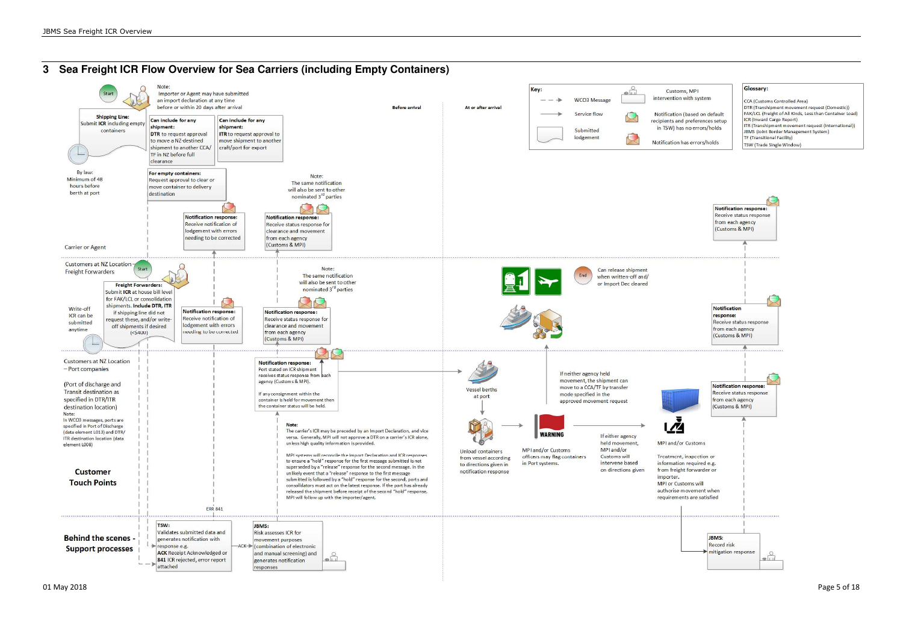## 3 Sea Freight ICR Flow Overview for Sea Carriers (including Empty Containers)

**Key:**

- WCO3 Message
- Service flow
- Submitted lodgement
- Customs, MPI intervention with system
- Notification (based on default recipients and preferences setup in TSW) has no errors/holds
- Notification has errors/holds

**Glossary:**

- CCA (Customs Controlled Area)
- DTR (Transhipment movement request (Domestic))
- FAK/LCL (Freight of All Kinds, Less than Container Load)
- ICR (Inward Cargo Report)
- ITR (Transhipment movement request (International))
- JBMS (Joint Border Management System)
- TF (Transitional Facility)
- TSW (Trade Single Window)

**Before arrival** | **At or after arrival**

### Carrier or Agent

Start

Note: Importer or Agent may have submitted an import declaration at any time before or within 20 days after arrival

**Shipping Line:** Submit **ICR** including empty containers

By law: Minimum of 48 hours before berth at port

**Can include for any shipment:** **DTR** to request approval to move a NZ-destined shipment to another CCA/ TF in NZ before full clearance

**Can include for any shipment:** **ITR** to request approval to move shipment to another craft/port for export

**For empty containers:** Request approval to clear or move container to delivery destination

**Notification response:** Receive notification of lodgement with errors needing to be corrected

Note: The same notification will also be sent to other nominated 3rd parties

**Notification response:** Receive status response for clearance and movement from each agency (Customs & MPI)

**Notification response:** Receive status response from each agency (Customs & MPI)

### Customers at NZ Location – Freight Forwarders

Start

**Freight Forwarders:** Submit **ICR** at house bill level for FAK/LCL or consolidation shipments. **Include DTR, ITR** if shipping line did not request these, and/or write-off shipments if desired (<$400)

Write-off ICR can be submitted anytime

**Notification response:** Receive notification of lodgement with errors needing to be corrected

Note: The same notification will also be sent to other nominated 3rd parties

**Notification response:** Receive status response for clearance and movement from each agency (Customs & MPI)

End — Can release shipment when written-off and/ or Import Dec cleared

**Notification response:** Receive status response from each agency (Customs & MPI)

### Customers at NZ Location – Port companies

(Port of discharge and Transit destination as specified in DTR/ITR destination location)

Note: In WCO3 messages, ports are specified in Port of Discharge (data element L013) and DTR/ ITR destination location (data element L008)

**Notification response:** Port stated on ICR shipment receives status response from each agency (Customs & MPI).

If any consignment within the container is held for movement then the container status will be held.

Vessel berths at port

Unload containers from vessel according to directions given in notification response

MPI and/or Customs officers may flag containers in Port systems.

WARNING

If neither agency held movement, the shipment can move to a CCA/TF by transfer mode specified in the approved movement request

If either agency held movement, MPI and/or Customs will intervene based on directions given

MPI and/or Customs

Treatment, inspection or information required e.g. from freight forwarder or importer. MPI or Customs will authorise movement when requirements are satisfied

**Notification response:** Receive status response from each agency (Customs & MPI)

**Note:** The carrier's ICR may be preceded by an Import Declaration, and vice versa. Generally, MPI will not approve a DTR on a carrier's ICR alone, unless high quality information is provided.

MPI systems will reconcile the Import Declaration and ICR responses to ensure a "hold" response for the first message submitted is not superseded by a "release" response for the second message. In the unlikely event that a "release" response to the first message submitted is followed by a "hold" response for the second, ports and consolidators must act on the latest response. If the port has already released the shipment before receipt of the second "hold" response, MPI will follow up with the importer/agent.

### Customer Touch Points

ERR 841

### Behind the scenes - Support processes

**TSW:** Validates submitted data and generates notification with response e.g. **ACK** Receipt Acknowledged or **841** ICR rejected, error report attached

ACK

**JBMS:** Risk assesses ICR for movement purposes (combination of electronic and manual screening) and generates notification responses

**JBMS:** Record risk mitigation response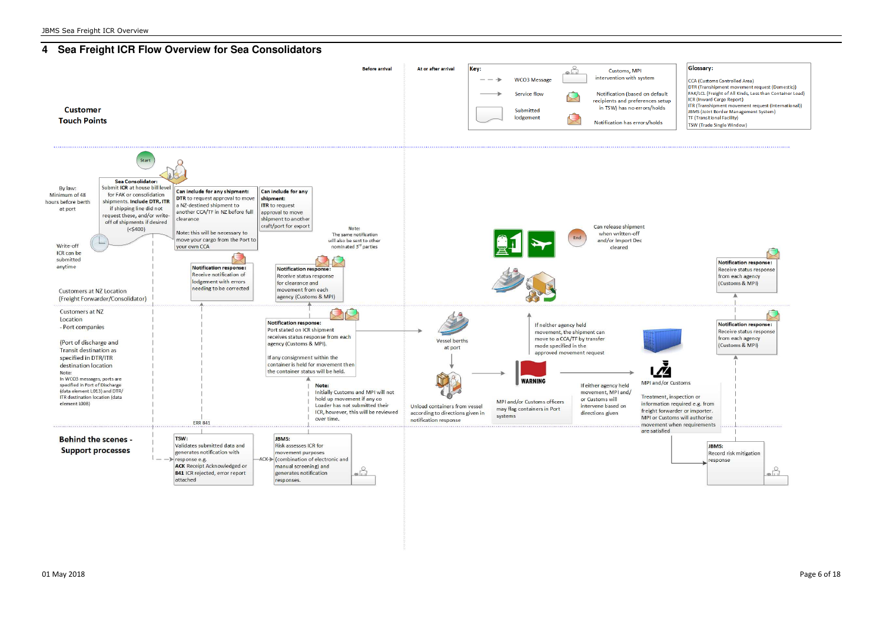# 4 Sea Freight ICR Flow Overview for Sea Consolidators

**Before arrival** | **At or after arrival**

**Key:**

- WCO3 Message
- Service flow
- Submitted lodgement
- Customs, MPI intervention with system
- Notification (based on default recipients and preferences setup in TSW) has no errors/holds
- Notification has errors/holds

**Glossary:**

- CCA (Customs Controlled Area)
- DTR (Transhipment movement request (Domestic))
- FAK/LCL (Freight of All Kinds, Less than Container Load)
- ICR (Inward Cargo Report)
- ITR (Transhipment movement request (International))
- JBMS (Joint Border Management System)
- TF (Transitional Facility)
- TSW (Trade Single Window)

## Customer Touch Points

### Customers at NZ Location (Freight Forwarder/Consolidator)

Start

By law: Minimum of 48 hours before berth at port

Write-off ICR can be submitted anytime

**Sea Consolidator:** Submit **ICR** at house bill level for FAK or consolidation shipments. **Include DTR, ITR** if shipping line did not request these, and/or write-off of shipments if desired (<$400)

**Can include for any shipment:** **DTR** to request approval to move a NZ-destined shipment to another CCA/TF in NZ before full clearance

Note: this will be necessary to move your cargo from the Port to your own CCA

**Can include for any shipment:** **ITR** to request approval to move shipment to another craft/port for export

Note: The same notification will also be sent to other nominated 3rd parties

**Notification response:** Receive notification of lodgement with errors needing to be corrected

**Notification response:** Receive status response for clearance and movement from each agency (Customs & MPI)

End

Can release shipment when written-off and/or Import Dec cleared

**Notification response:** Receive status response from each agency (Customs & MPI)

### Customers at NZ Location - Port companies

(Port of discharge and Transit destination as specified in DTR/ITR destination location

Note: In WCO3 messages, ports are specified in Port of Discharge (data element L013) and DTR/ITR destination location (data element L008)

**Notification response:** Port stated on ICR shipment receives status response from each agency (Customs & MPI).

If any consignment within the container is held for movement then the container status will be held.

**Note:** Initially Customs and MPI will not hold up movement if any co Loader has not submitted their ICR, however, this will be reviewed over time.

Vessel berths at port

Unload containers from vessel according to directions given in notification response

WARNING

MPI and/or Customs officers may flag containers in Port systems

If neither agency held movement, the shipment can move to a CCA/TF by transfer mode specified in the approved movement request

If either agency held movement, MPI and/or Customs will intervene based on directions given

MPI and/or Customs

Treatment, inspection or information required e.g. from freight forwarder or importer. MPI or Customs will authorise movement when requirements are satisfied

**Notification response:** Receive status response from each agency (Customs & MPI)

ERR 841

## Behind the scenes - Support processes

**TSW:** Validates submitted data and generates notification with response e.g. **ACK** Receipt Acknowledged or **841** ICR rejected, error report attached

ACK

**JBMS:** Risk assesses ICR for movement purposes (combination of electronic and manual screening) and generates notification responses.

**JBMS:** Record risk mitigation response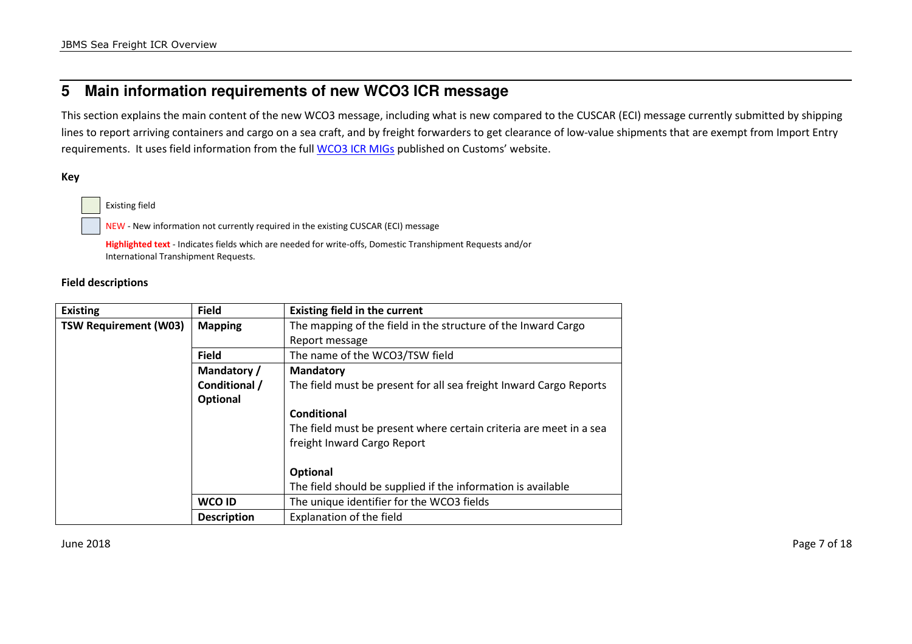# 5 Main information requirements of new WCO3 ICR message

This section explains the main content of the new WCO3 message, including what is new compared to the CUSCAR (ECI) message currently submitted by shipping lines to report arriving containers and cargo on a sea craft, and by freight forwarders to get clearance of low-value shipments that are exempt from Import Entry requirements. It uses field information from the full [WCO3 ICR MIGs] published on Customs' website.

**Key**

Existing field

NEW - New information not currently required in the existing CUSCAR (ECI) message

**Highlighted text** - Indicates fields which are needed for write-offs, Domestic Transhipment Requests and/or International Transhipment Requests.

**Field descriptions**

| **Existing** | **Field** | **Existing field in the current** |
|---|---|---|
| **TSW Requirement (W03)** | **Mapping** | The mapping of the field in the structure of the Inward Cargo Report message |
| | **Field** | The name of the WCO3/TSW field |
| | **Mandatory / Conditional / Optional** | **Mandatory**<br>The field must be present for all sea freight Inward Cargo Reports<br><br>**Conditional**<br>The field must be present where certain criteria are meet in a sea freight Inward Cargo Report<br><br>**Optional**<br>The field should be supplied if the information is available |
| | **WCO ID** | The unique identifier for the WCO3 fields |
| | **Description** | Explanation of the field |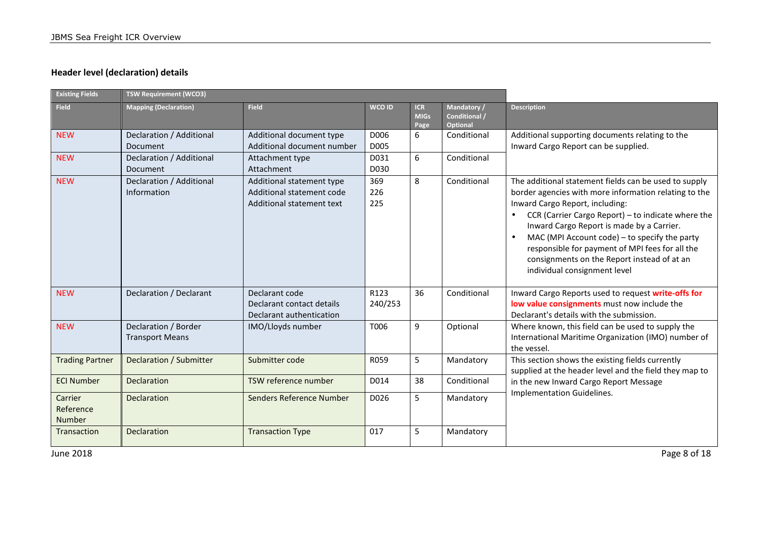## Header level (declaration) details

| Existing Fields | TSW Requirement (WCO3) | | | | | |
|---|---|---|---|---|---|---|
| **Field** | **Mapping (Declaration)** | **Field** | **WCO ID** | **ICR MIGs Page** | **Mandatory / Conditional / Optional** | **Description** |
| NEW | Declaration / Additional Document | Additional document type<br>Additional document number | D006<br>D005 | 6 | Conditional | Additional supporting documents relating to the Inward Cargo Report can be supplied. |
| NEW | Declaration / Additional Document | Attachment type<br>Attachment | D031<br>D030 | 6 | Conditional | |
| NEW | Declaration / Additional Information | Additional statement type<br>Additional statement code<br>Additional statement text | 369<br>226<br>225 | 8 | Conditional | The additional statement fields can be used to supply border agencies with more information relating to the Inward Cargo Report, including:<br>• CCR (Carrier Cargo Report) – to indicate where the Inward Cargo Report is made by a Carrier.<br>• MAC (MPI Account code) – to specify the party responsible for payment of MPI fees for all the consignments on the Report instead of at an individual consignment level |
| NEW | Declaration / Declarant | Declarant code<br>Declarant contact details<br>Declarant authentication | R123<br>240/253 | 36 | Conditional | Inward Cargo Reports used to request **write-offs for low value consignments** must now include the Declarant's details with the submission. |
| NEW | Declaration / Border Transport Means | IMO/Lloyds number | T006 | 9 | Optional | Where known, this field can be used to supply the International Maritime Organization (IMO) number of the vessel. |
| Trading Partner | Declaration / Submitter | Submitter code | R059 | 5 | Mandatory | This section shows the existing fields currently supplied at the header level and the field they map to in the new Inward Cargo Report Message Implementation Guidelines. |
| ECI Number | Declaration | TSW reference number | D014 | 38 | Conditional | |
| Carrier Reference Number | Declaration | Senders Reference Number | D026 | 5 | Mandatory | |
| Transaction | Declaration | Transaction Type | 017 | 5 | Mandatory | |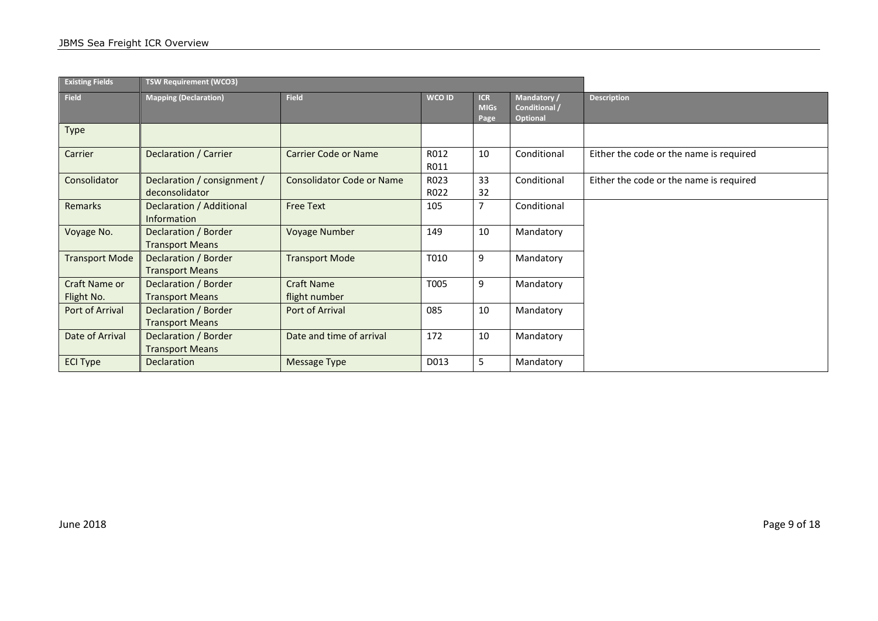| Existing Fields | TSW Requirement (WCO3) | | | | | |
|---|---|---|---|---|---|---|
| Field | Mapping (Declaration) | Field | WCO ID | ICR MIGs Page | Mandatory / Conditional / Optional | Description |
| Type | | | | | | |
| Carrier | Declaration / Carrier | Carrier Code or Name | R012 R011 | 10 | Conditional | Either the code or the name is required |
| Consolidator | Declaration / consignment / deconsolidator | Consolidator Code or Name | R023 R022 | 33 32 | Conditional | Either the code or the name is required |
| Remarks | Declaration / Additional Information | Free Text | 105 | 7 | Conditional | |
| Voyage No. | Declaration / Border Transport Means | Voyage Number | 149 | 10 | Mandatory | |
| Transport Mode | Declaration / Border Transport Means | Transport Mode | T010 | 9 | Mandatory | |
| Craft Name or Flight No. | Declaration / Border Transport Means | Craft Name flight number | T005 | 9 | Mandatory | |
| Port of Arrival | Declaration / Border Transport Means | Port of Arrival | 085 | 10 | Mandatory | |
| Date of Arrival | Declaration / Border Transport Means | Date and time of arrival | 172 | 10 | Mandatory | |
| ECI Type | Declaration | Message Type | D013 | 5 | Mandatory | |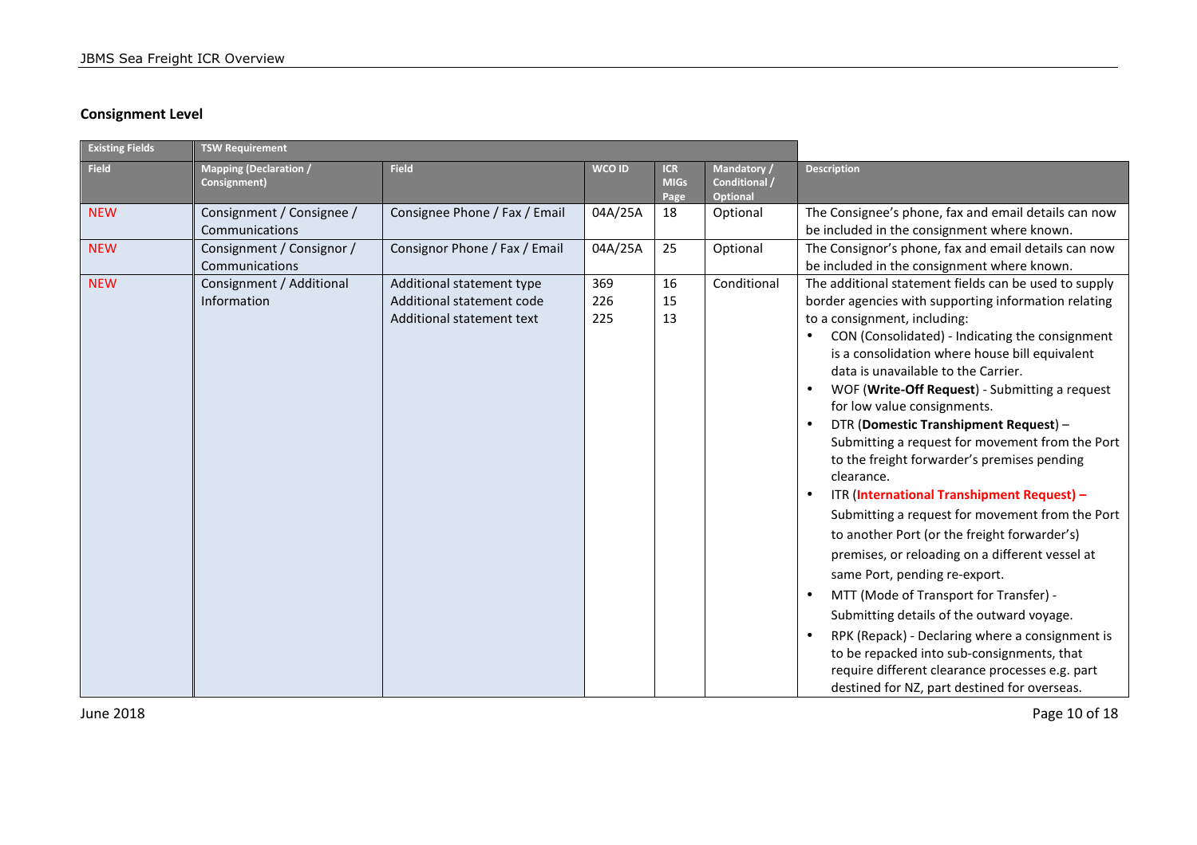## Consignment Level

| Existing Fields | TSW Requirement | | | | | |
|---|---|---|---|---|---|---|
| **Field** | **Mapping (Declaration / Consignment)** | **Field** | **WCO ID** | **ICR MIGs Page** | **Mandatory / Conditional / Optional** | **Description** |
| NEW | Consignment / Consignee / Communications | Consignee Phone / Fax / Email | 04A/25A | 18 | Optional | The Consignee's phone, fax and email details can now be included in the consignment where known. |
| NEW | Consignment / Consignor / Communications | Consignor Phone / Fax / Email | 04A/25A | 25 | Optional | The Consignor's phone, fax and email details can now be included in the consignment where known. |
| NEW | Consignment / Additional Information | Additional statement type<br>Additional statement code<br>Additional statement text | 369<br>226<br>225 | 16<br>15<br>13 | Conditional | The additional statement fields can be used to supply border agencies with supporting information relating to a consignment, including:<br>• CON (Consolidated) - Indicating the consignment is a consolidation where house bill equivalent data is unavailable to the Carrier.<br>• WOF (**Write-Off Request**) - Submitting a request for low value consignments.<br>• DTR (**Domestic Transhipment Request**) – Submitting a request for movement from the Port to the freight forwarder's premises pending clearance.<br>• ITR (**International Transhipment Request) –** Submitting a request for movement from the Port to another Port (or the freight forwarder's) premises, or reloading on a different vessel at same Port, pending re-export.<br>• MTT (Mode of Transport for Transfer) - Submitting details of the outward voyage.<br>• RPK (Repack) - Declaring where a consignment is to be repacked into sub-consignments, that require different clearance processes e.g. part destined for NZ, part destined for overseas. |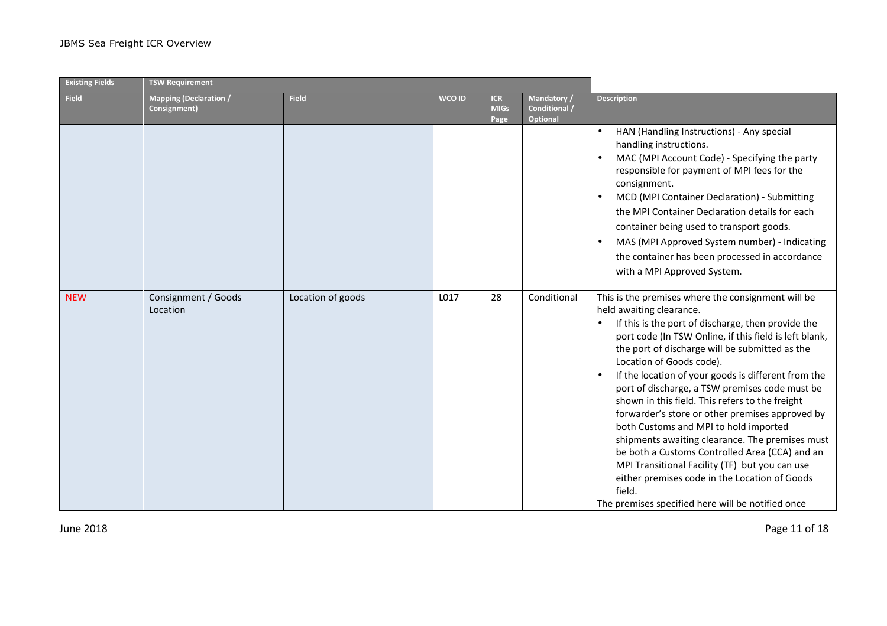| Existing Fields | TSW Requirement | | | | | |
|---|---|---|---|---|---|---|
| Field | Mapping (Declaration / Consignment) | Field | WCO ID | ICR MIGs Page | Mandatory / Conditional / Optional | Description |
| | | | | | | • HAN (Handling Instructions) - Any special handling instructions.<br>• MAC (MPI Account Code) - Specifying the party responsible for payment of MPI fees for the consignment.<br>• MCD (MPI Container Declaration) - Submitting the MPI Container Declaration details for each container being used to transport goods.<br>• MAS (MPI Approved System number) - Indicating the container has been processed in accordance with a MPI Approved System. |
| NEW | Consignment / Goods Location | Location of goods | L017 | 28 | Conditional | This is the premises where the consignment will be held awaiting clearance.<br>• If this is the port of discharge, then provide the port code (In TSW Online, if this field is left blank, the port of discharge will be submitted as the Location of Goods code).<br>• If the location of your goods is different from the port of discharge, a TSW premises code must be shown in this field. This refers to the freight forwarder's store or other premises approved by both Customs and MPI to hold imported shipments awaiting clearance. The premises must be both a Customs Controlled Area (CCA) and an MPI Transitional Facility (TF) but you can use either premises code in the Location of Goods field.<br>The premises specified here will be notified once |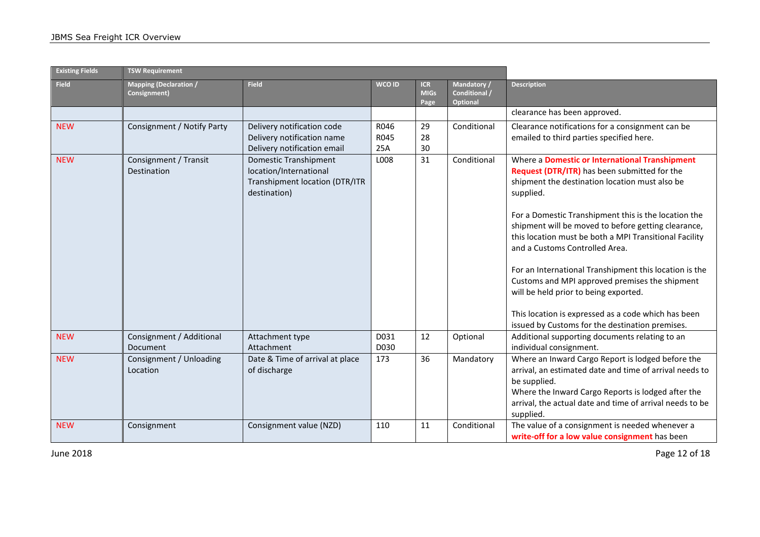| Existing Fields | TSW Requirement | | | | | |
|---|---|---|---|---|---|---|
| **Field** | **Mapping (Declaration / Consignment)** | **Field** | **WCO ID** | **ICR MIGs Page** | **Mandatory / Conditional / Optional** | **Description** |
| | | | | | | clearance has been approved. |
| NEW | Consignment / Notify Party | Delivery notification code<br>Delivery notification name<br>Delivery notification email | R046<br>R045<br>25A | 29<br>28<br>30 | Conditional | Clearance notifications for a consignment can be emailed to third parties specified here. |
| NEW | Consignment / Transit Destination | Domestic Transhipment location/International Transhipment location (DTR/ITR destination) | L008 | 31 | Conditional | Where a **Domestic or International Transhipment Request (DTR/ITR)** has been submitted for the shipment the destination location must also be supplied.<br><br>For a Domestic Transhipment this is the location the shipment will be moved to before getting clearance, this location must be both a MPI Transitional Facility and a Customs Controlled Area.<br><br>For an International Transhipment this location is the Customs and MPI approved premises the shipment will be held prior to being exported.<br><br>This location is expressed as a code which has been issued by Customs for the destination premises. |
| NEW | Consignment / Additional Document | Attachment type<br>Attachment | D031<br>D030 | 12 | Optional | Additional supporting documents relating to an individual consignment. |
| NEW | Consignment / Unloading Location | Date & Time of arrival at place of discharge | 173 | 36 | Mandatory | Where an Inward Cargo Report is lodged before the arrival, an estimated date and time of arrival needs to be supplied.<br>Where the Inward Cargo Reports is lodged after the arrival, the actual date and time of arrival needs to be supplied. |
| NEW | Consignment | Consignment value (NZD) | 110 | 11 | Conditional | The value of a consignment is needed whenever a **write-off for a low value consignment** has been |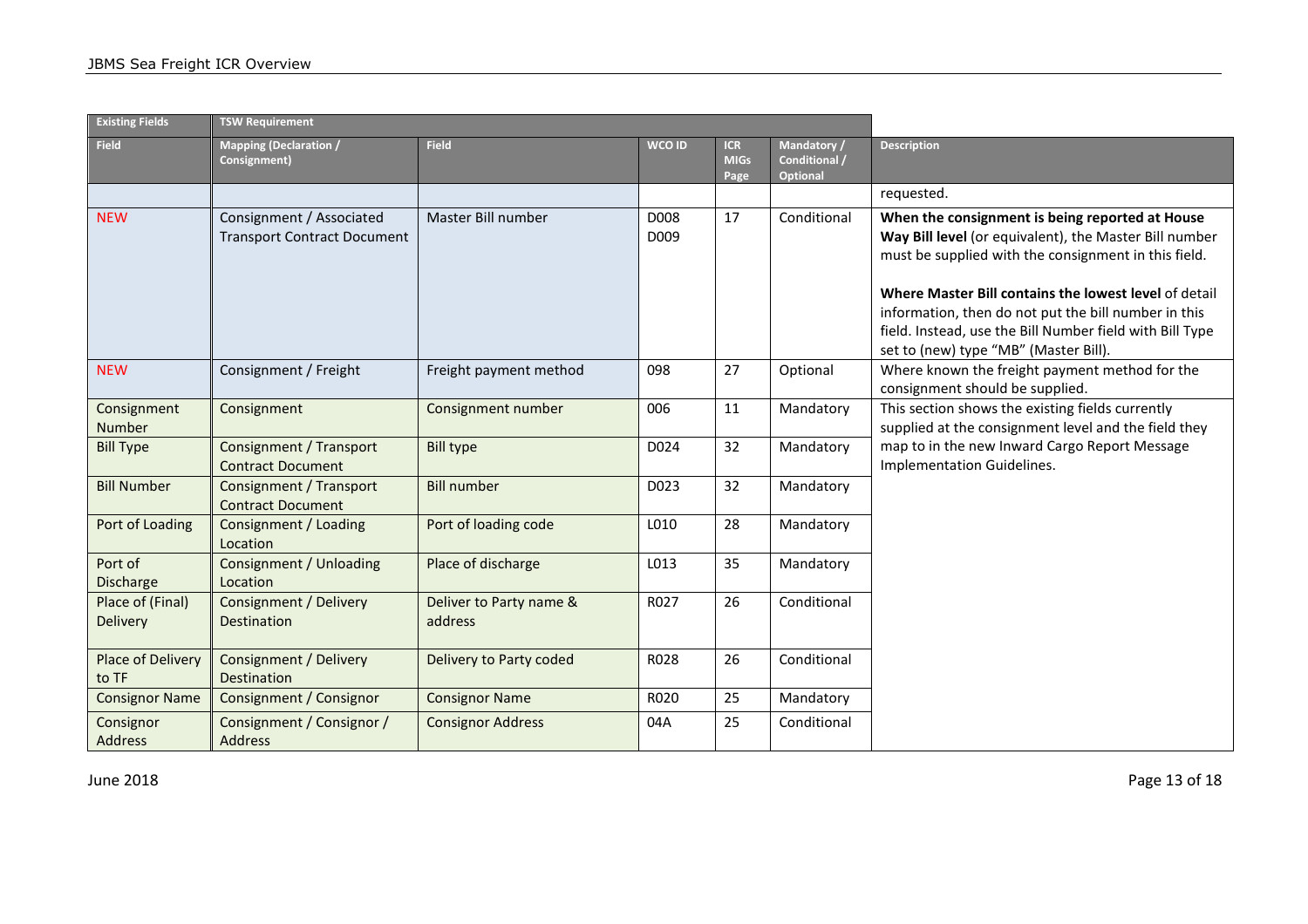| Existing Fields | TSW Requirement | | | | | |
|---|---|---|---|---|---|---|
| **Field** | **Mapping (Declaration / Consignment)** | **Field** | **WCO ID** | **ICR MIGs Page** | **Mandatory / Conditional / Optional** | **Description** |
| | | | | | | requested. |
| NEW | Consignment / Associated Transport Contract Document | Master Bill number | D008 D009 | 17 | Conditional | **When the consignment is being reported at House Way Bill level** (or equivalent), the Master Bill number must be supplied with the consignment in this field.<br><br>**Where Master Bill contains the lowest level** of detail information, then do not put the bill number in this field. Instead, use the Bill Number field with Bill Type set to (new) type "MB" (Master Bill). |
| NEW | Consignment / Freight | Freight payment method | 098 | 27 | Optional | Where known the freight payment method for the consignment should be supplied. |
| Consignment Number | Consignment | Consignment number | 006 | 11 | Mandatory | This section shows the existing fields currently supplied at the consignment level and the field they map to in the new Inward Cargo Report Message Implementation Guidelines. |
| Bill Type | Consignment / Transport Contract Document | Bill type | D024 | 32 | Mandatory | |
| Bill Number | Consignment / Transport Contract Document | Bill number | D023 | 32 | Mandatory | |
| Port of Loading | Consignment / Loading Location | Port of loading code | L010 | 28 | Mandatory | |
| Port of Discharge | Consignment / Unloading Location | Place of discharge | L013 | 35 | Mandatory | |
| Place of (Final) Delivery | Consignment / Delivery Destination | Deliver to Party name & address | R027 | 26 | Conditional | |
| Place of Delivery to TF | Consignment / Delivery Destination | Delivery to Party coded | R028 | 26 | Conditional | |
| Consignor Name | Consignment / Consignor | Consignor Name | R020 | 25 | Mandatory | |
| Consignor Address | Consignment / Consignor / Address | Consignor Address | 04A | 25 | Conditional | |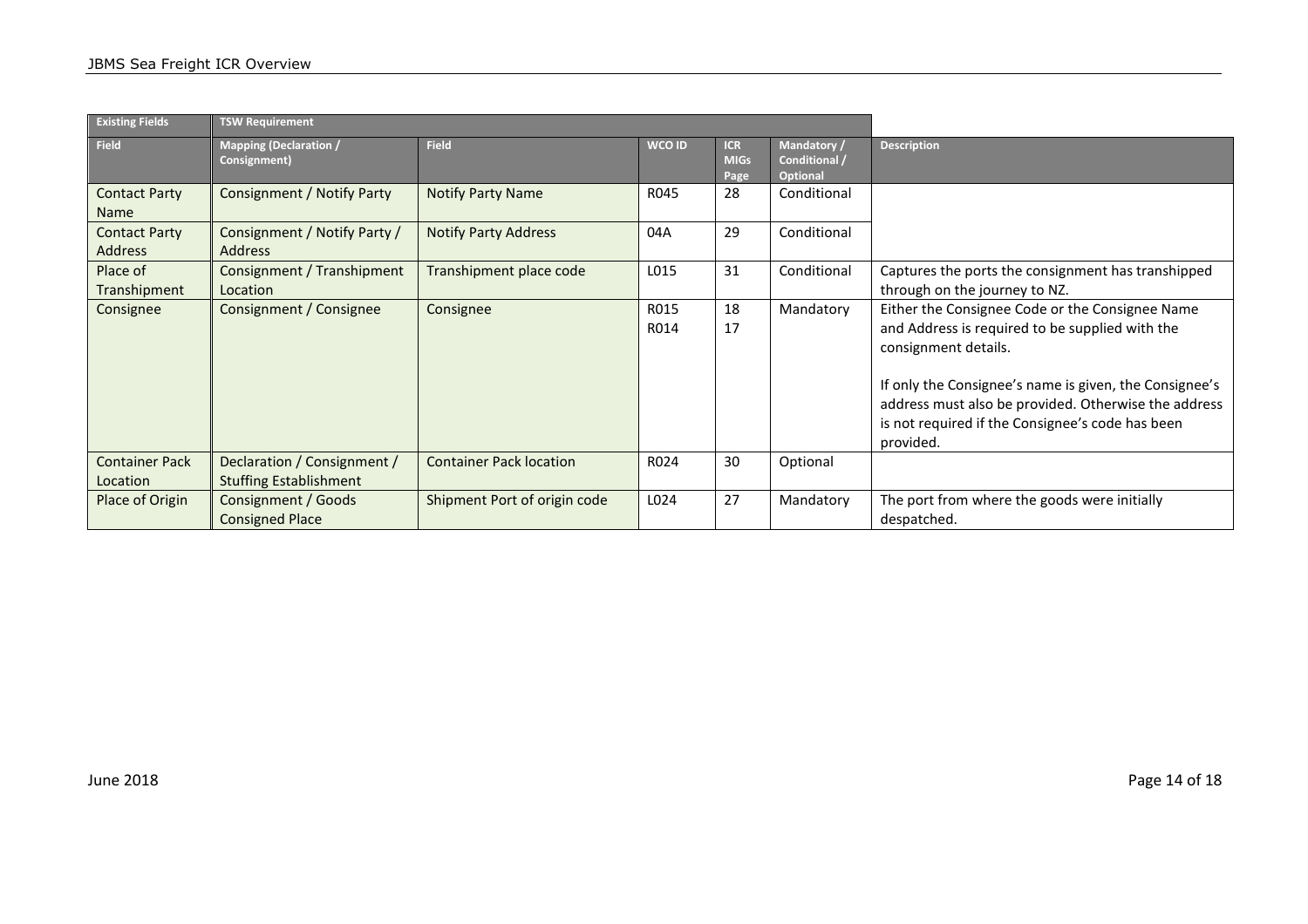| Existing Fields | TSW Requirement | | | | | |
|---|---|---|---|---|---|---|
| **Field** | **Mapping (Declaration / Consignment)** | **Field** | **WCO ID** | **ICR MIGs Page** | **Mandatory / Conditional / Optional** | **Description** |
| Contact Party Name | Consignment / Notify Party | Notify Party Name | R045 | 28 | Conditional | |
| Contact Party Address | Consignment / Notify Party / Address | Notify Party Address | 04A | 29 | Conditional | |
| Place of Transhipment | Consignment / Transhipment Location | Transhipment place code | L015 | 31 | Conditional | Captures the ports the consignment has transhipped through on the journey to NZ. |
| Consignee | Consignment / Consignee | Consignee | R015<br>R014 | 18<br>17 | Mandatory | Either the Consignee Code or the Consignee Name and Address is required to be supplied with the consignment details.<br><br>If only the Consignee's name is given, the Consignee's address must also be provided. Otherwise the address is not required if the Consignee's code has been provided. |
| Container Pack Location | Declaration / Consignment / Stuffing Establishment | Container Pack location | R024 | 30 | Optional | |
| Place of Origin | Consignment / Goods Consigned Place | Shipment Port of origin code | L024 | 27 | Mandatory | The port from where the goods were initially despatched. |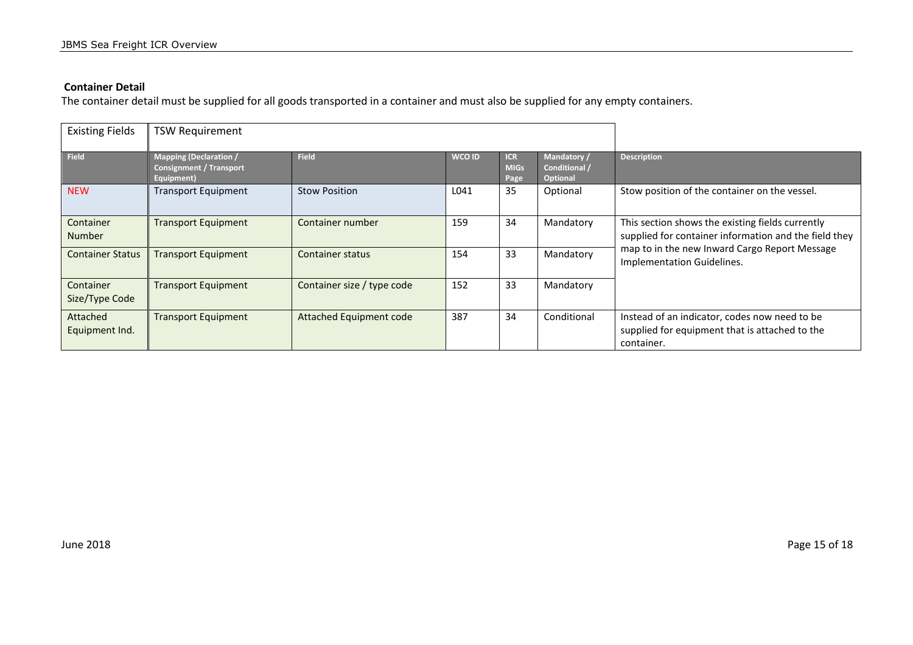### Container Detail

The container detail must be supplied for all goods transported in a container and must also be supplied for any empty containers.

| Existing Fields | TSW Requirement | | | | | |
|---|---|---|---|---|---|---|
| **Field** | **Mapping (Declaration / Consignment / Transport Equipment)** | **Field** | **WCO ID** | **ICR MIGs Page** | **Mandatory / Conditional / Optional** | **Description** |
| NEW | Transport Equipment | Stow Position | L041 | 35 | Optional | Stow position of the container on the vessel. |
| Container Number | Transport Equipment | Container number | 159 | 34 | Mandatory | This section shows the existing fields currently supplied for container information and the field they map to in the new Inward Cargo Report Message Implementation Guidelines. |
| Container Status | Transport Equipment | Container status | 154 | 33 | Mandatory | |
| Container Size/Type Code | Transport Equipment | Container size / type code | 152 | 33 | Mandatory | |
| Attached Equipment Ind. | Transport Equipment | Attached Equipment code | 387 | 34 | Conditional | Instead of an indicator, codes now need to be supplied for equipment that is attached to the container. |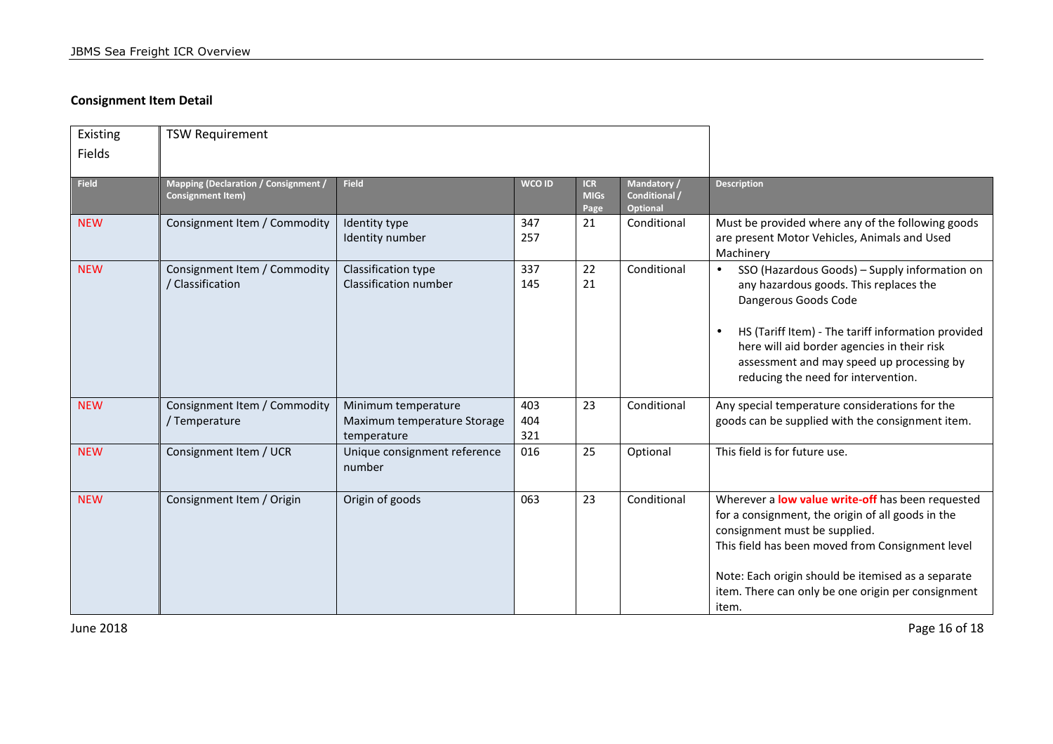## Consignment Item Detail

| Existing Fields | TSW Requirement | | | | | |
|---|---|---|---|---|---|---|
| **Field** | **Mapping (Declaration / Consignment / Consignment Item)** | **Field** | **WCO ID** | **ICR MIGs Page** | **Mandatory / Conditional / Optional** | **Description** |
| NEW | Consignment Item / Commodity | Identity type<br>Identity number | 347<br>257 | 21 | Conditional | Must be provided where any of the following goods are present Motor Vehicles, Animals and Used Machinery |
| NEW | Consignment Item / Commodity / Classification | Classification type<br>Classification number | 337<br>145 | 22<br>21 | Conditional | • SSO (Hazardous Goods) – Supply information on any hazardous goods. This replaces the Dangerous Goods Code<br><br>• HS (Tariff Item) - The tariff information provided here will aid border agencies in their risk assessment and may speed up processing by reducing the need for intervention. |
| NEW | Consignment Item / Commodity / Temperature | Minimum temperature<br>Maximum temperature Storage temperature | 403<br>404<br>321 | 23 | Conditional | Any special temperature considerations for the goods can be supplied with the consignment item. |
| NEW | Consignment Item / UCR | Unique consignment reference number | 016 | 25 | Optional | This field is for future use. |
| NEW | Consignment Item / Origin | Origin of goods | 063 | 23 | Conditional | Wherever a **low value write-off** has been requested for a consignment, the origin of all goods in the consignment must be supplied.<br>This field has been moved from Consignment level<br><br>Note: Each origin should be itemised as a separate item. There can only be one origin per consignment item. |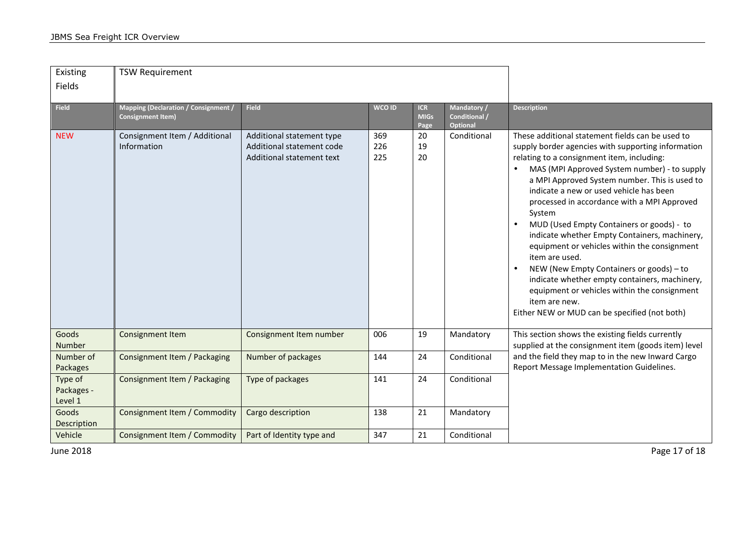| Existing Fields | TSW Requirement | | | | | |
|---|---|---|---|---|---|---|
| **Field** | **Mapping (Declaration / Consignment / Consignment Item)** | **Field** | **WCO ID** | **ICR MIGs Page** | **Mandatory / Conditional / Optional** | **Description** |
| NEW | Consignment Item / Additional Information | Additional statement type<br>Additional statement code<br>Additional statement text | 369<br>226<br>225 | 20<br>19<br>20 | Conditional | These additional statement fields can be used to supply border agencies with supporting information relating to a consignment item, including:<br>• MAS (MPI Approved System number) - to supply a MPI Approved System number. This is used to indicate a new or used vehicle has been processed in accordance with a MPI Approved System<br>• MUD (Used Empty Containers or goods) - to indicate whether Empty Containers, machinery, equipment or vehicles within the consignment item are used.<br>• NEW (New Empty Containers or goods) – to indicate whether empty containers, machinery, equipment or vehicles within the consignment item are new.<br>Either NEW or MUD can be specified (not both) |
| Goods Number | Consignment Item | Consignment Item number | 006 | 19 | Mandatory | This section shows the existing fields currently supplied at the consignment item (goods item) level and the field they map to in the new Inward Cargo Report Message Implementation Guidelines. |
| Number of Packages | Consignment Item / Packaging | Number of packages | 144 | 24 | Conditional | |
| Type of Packages - Level 1 | Consignment Item / Packaging | Type of packages | 141 | 24 | Conditional | |
| Goods Description | Consignment Item / Commodity | Cargo description | 138 | 21 | Mandatory | |
| Vehicle | Consignment Item / Commodity | Part of Identity type and | 347 | 21 | Conditional | |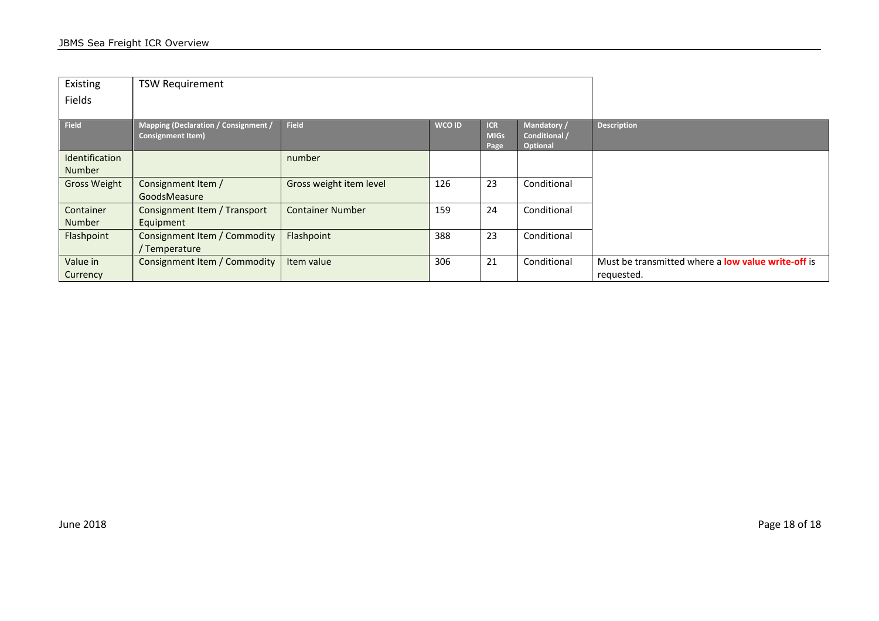| Existing Fields | TSW Requirement | | | | | |
|---|---|---|---|---|---|---|
| **Field** | **Mapping (Declaration / Consignment / Consignment Item)** | **Field** | **WCO ID** | **ICR MIGs Page** | **Mandatory / Conditional / Optional** | **Description** |
| Identification Number | | number | | | | |
| Gross Weight | Consignment Item / GoodsMeasure | Gross weight item level | 126 | 23 | Conditional | |
| Container Number | Consignment Item / Transport Equipment | Container Number | 159 | 24 | Conditional | |
| Flashpoint | Consignment Item / Commodity / Temperature | Flashpoint | 388 | 23 | Conditional | |
| Value in Currency | Consignment Item / Commodity | Item value | 306 | 21 | Conditional | Must be transmitted where a **low value write-off** is requested. |